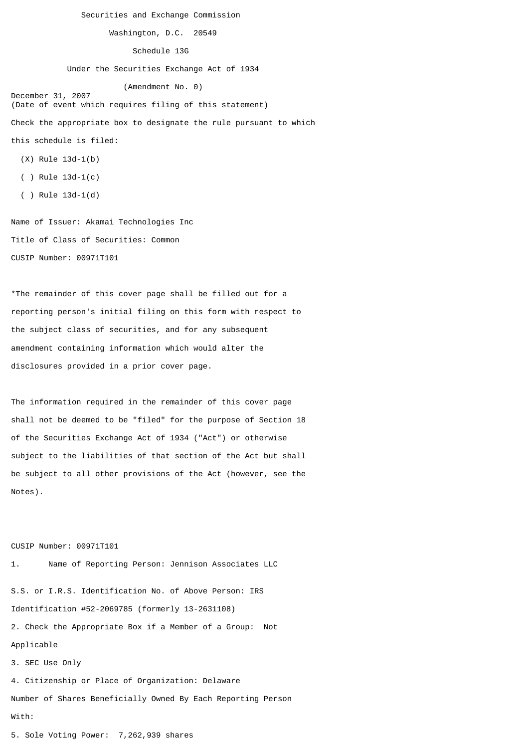Securities and Exchange Commission

Washington, D.C. 20549

Schedule 13G

Under the Securities Exchange Act of 1934

(Amendment No. 0)

December 31, 2007
(Date of event which requires filing of this statement)

Check the appropriate box to designate the rule pursuant to which this schedule is filed:

(X) Rule 13d-1(b)

( ) Rule 13d-1(c)

( ) Rule 13d-1(d)

Name of Issuer: Akamai Technologies Inc

Title of Class of Securities: Common

CUSIP Number: 00971T101

*The remainder of this cover page shall be filled out for a reporting person's initial filing on this form with respect to the subject class of securities, and for any subsequent amendment containing information which would alter the disclosures provided in a prior cover page.

The information required in the remainder of this cover page shall not be deemed to be "filed" for the purpose of Section 18 of the Securities Exchange Act of 1934 ("Act") or otherwise subject to the liabilities of that section of the Act but shall be subject to all other provisions of the Act (however, see the Notes).

CUSIP Number: 00971T101

1. Name of Reporting Person: Jennison Associates LLC

S.S. or I.R.S. Identification No. of Above Person: IRS Identification #52-2069785 (formerly 13-2631108)

2. Check the Appropriate Box if a Member of a Group: Not Applicable

3. SEC Use Only

4. Citizenship or Place of Organization: Delaware

Number of Shares Beneficially Owned By Each Reporting Person With:

5. Sole Voting Power: 7,262,939 shares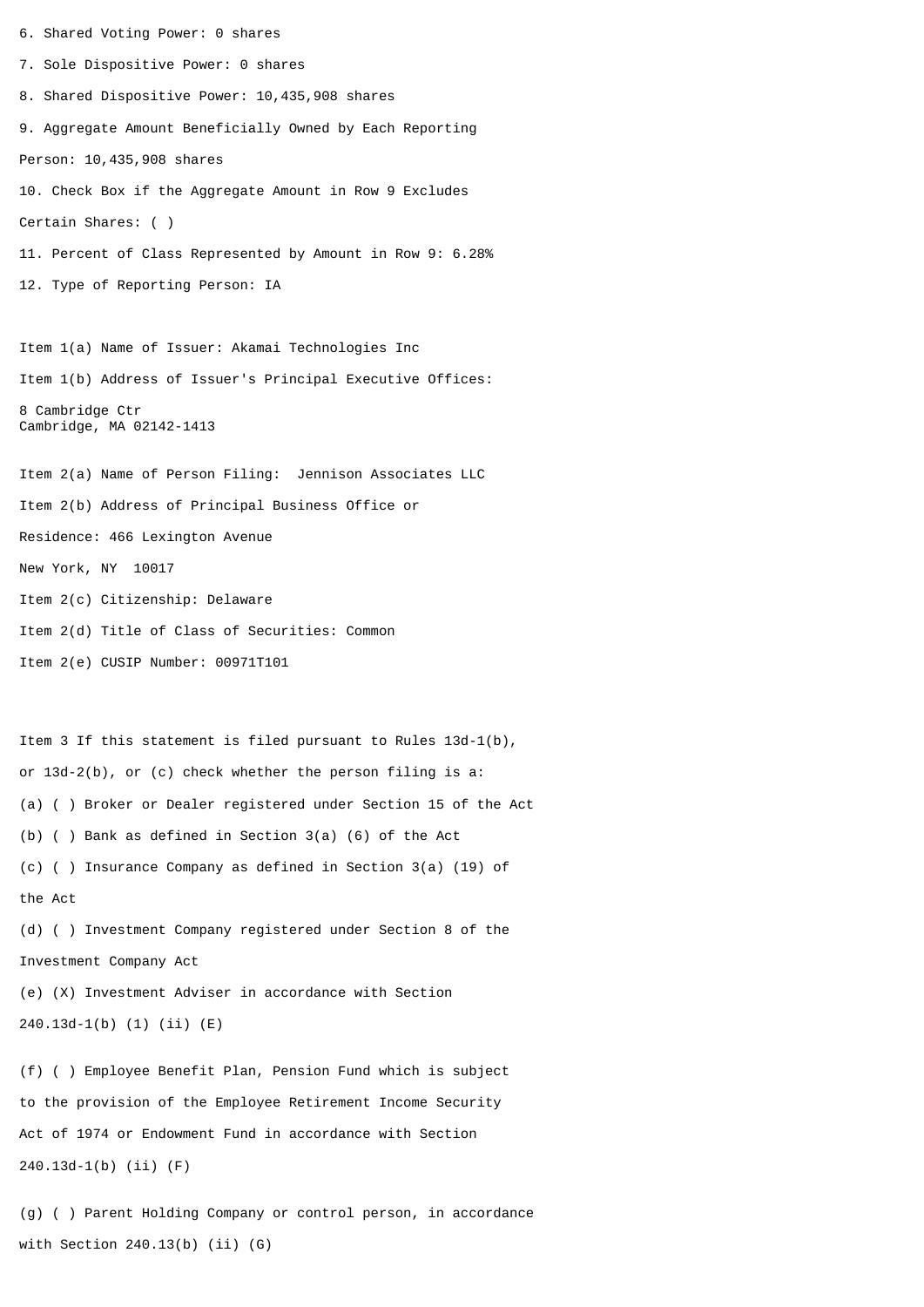6. Shared Voting Power: 0 shares

7. Sole Dispositive Power: 0 shares

8. Shared Dispositive Power: 10,435,908 shares

9. Aggregate Amount Beneficially Owned by Each Reporting

Person: 10,435,908 shares

10. Check Box if the Aggregate Amount in Row 9 Excludes

Certain Shares: ( )

11. Percent of Class Represented by Amount in Row 9: 6.28%

12. Type of Reporting Person: IA

Item 1(a) Name of Issuer: Akamai Technologies Inc

Item 1(b) Address of Issuer's Principal Executive Offices:

8 Cambridge Ctr
Cambridge, MA 02142-1413

Item 2(a) Name of Person Filing: Jennison Associates LLC

Item 2(b) Address of Principal Business Office or

Residence: 466 Lexington Avenue

New York, NY 10017

Item 2(c) Citizenship: Delaware

Item 2(d) Title of Class of Securities: Common

Item 2(e) CUSIP Number: 00971T101

Item 3 If this statement is filed pursuant to Rules 13d-1(b),

or 13d-2(b), or (c) check whether the person filing is a:

(a) ( ) Broker or Dealer registered under Section 15 of the Act

(b) ( ) Bank as defined in Section 3(a) (6) of the Act

(c) ( ) Insurance Company as defined in Section 3(a) (19) of

the Act

(d) ( ) Investment Company registered under Section 8 of the

Investment Company Act

(e) (X) Investment Adviser in accordance with Section

240.13d-1(b) (1) (ii) (E)

(f) ( ) Employee Benefit Plan, Pension Fund which is subject

to the provision of the Employee Retirement Income Security

Act of 1974 or Endowment Fund in accordance with Section

240.13d-1(b) (ii) (F)

(g) ( ) Parent Holding Company or control person, in accordance

with Section 240.13(b) (ii) (G)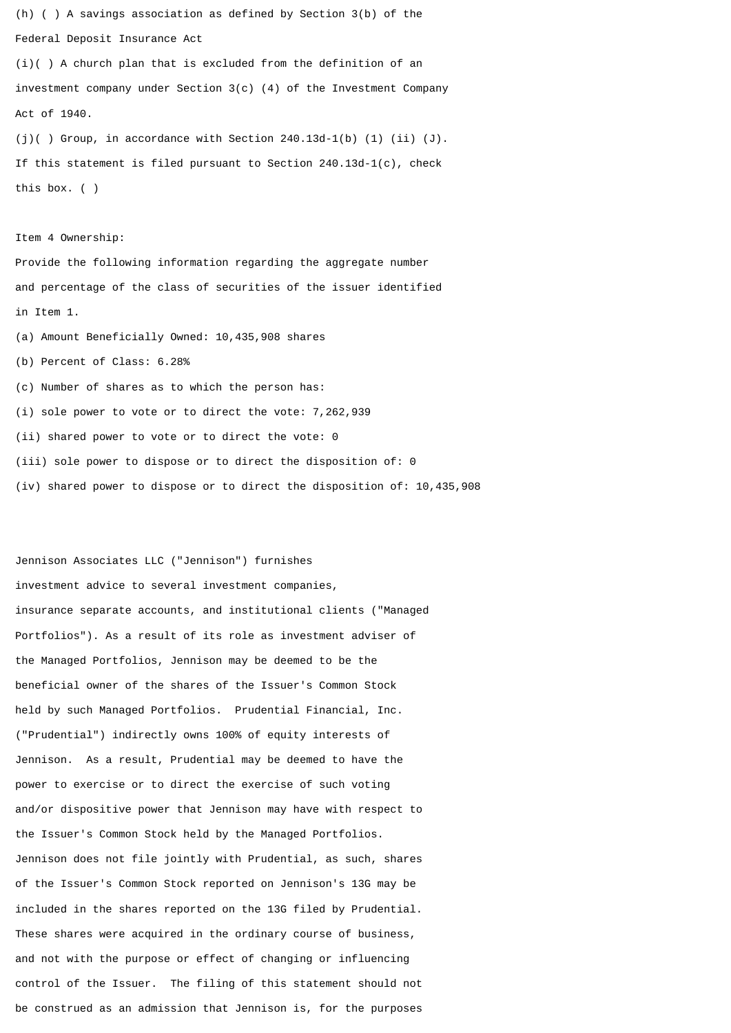(h) ( ) A savings association as defined by Section 3(b) of the Federal Deposit Insurance Act

(i)( ) A church plan that is excluded from the definition of an investment company under Section 3(c) (4) of the Investment Company Act of 1940.

(j)( ) Group, in accordance with Section 240.13d-1(b) (1) (ii) (J).

If this statement is filed pursuant to Section 240.13d-1(c), check this box. ( )

Item 4 Ownership:

Provide the following information regarding the aggregate number and percentage of the class of securities of the issuer identified in Item 1.

(a) Amount Beneficially Owned: 10,435,908 shares

(b) Percent of Class: 6.28%

(c) Number of shares as to which the person has:

(i) sole power to vote or to direct the vote: 7,262,939

(ii) shared power to vote or to direct the vote: 0

(iii) sole power to dispose or to direct the disposition of: 0

(iv) shared power to dispose or to direct the disposition of: 10,435,908

Jennison Associates LLC ("Jennison") furnishes investment advice to several investment companies, insurance separate accounts, and institutional clients ("Managed Portfolios"). As a result of its role as investment adviser of the Managed Portfolios, Jennison may be deemed to be the beneficial owner of the shares of the Issuer's Common Stock held by such Managed Portfolios. Prudential Financial, Inc. ("Prudential") indirectly owns 100% of equity interests of Jennison. As a result, Prudential may be deemed to have the power to exercise or to direct the exercise of such voting and/or dispositive power that Jennison may have with respect to the Issuer's Common Stock held by the Managed Portfolios. Jennison does not file jointly with Prudential, as such, shares of the Issuer's Common Stock reported on Jennison's 13G may be included in the shares reported on the 13G filed by Prudential. These shares were acquired in the ordinary course of business, and not with the purpose or effect of changing or influencing control of the Issuer. The filing of this statement should not be construed as an admission that Jennison is, for the purposes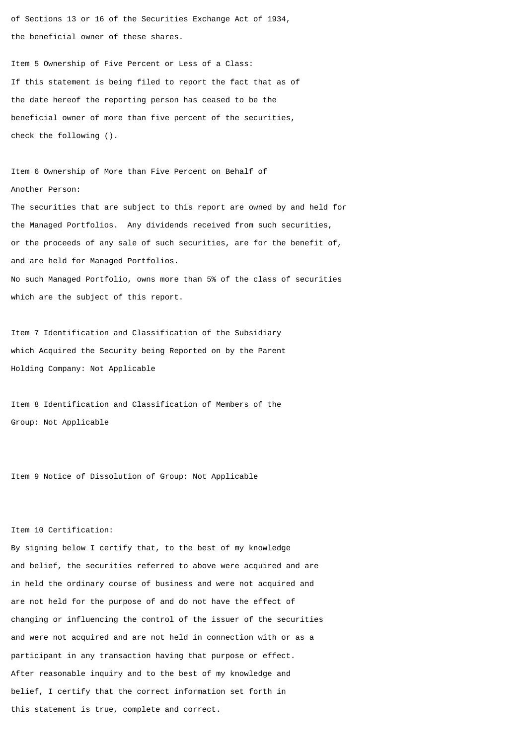of Sections 13 or 16 of the Securities Exchange Act of 1934,
the beneficial owner of these shares.

Item 5 Ownership of Five Percent or Less of a Class:
If this statement is being filed to report the fact that as of
the date hereof the reporting person has ceased to be the
beneficial owner of more than five percent of the securities,
check the following ().

Item 6 Ownership of More than Five Percent on Behalf of
Another Person:
The securities that are subject to this report are owned by and held for
the Managed Portfolios. Any dividends received from such securities,
or the proceeds of any sale of such securities, are for the benefit of,
and are held for Managed Portfolios.
No such Managed Portfolio, owns more than 5% of the class of securities
which are the subject of this report.

Item 7 Identification and Classification of the Subsidiary
which Acquired the Security being Reported on by the Parent
Holding Company: Not Applicable

Item 8 Identification and Classification of Members of the
Group: Not Applicable

Item 9 Notice of Dissolution of Group: Not Applicable

Item 10 Certification:
By signing below I certify that, to the best of my knowledge
and belief, the securities referred to above were acquired and are
in held the ordinary course of business and were not acquired and
are not held for the purpose of and do not have the effect of
changing or influencing the control of the issuer of the securities
and were not acquired and are not held in connection with or as a
participant in any transaction having that purpose or effect.
After reasonable inquiry and to the best of my knowledge and
belief, I certify that the correct information set forth in
this statement is true, complete and correct.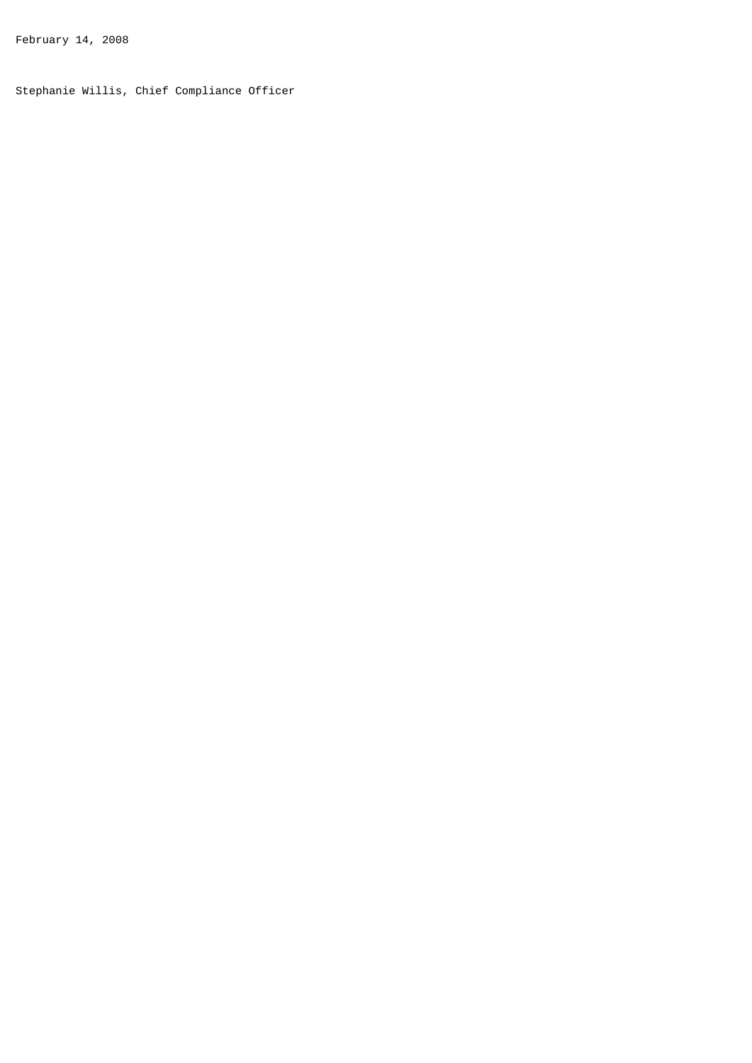February 14, 2008

Stephanie Willis, Chief Compliance Officer